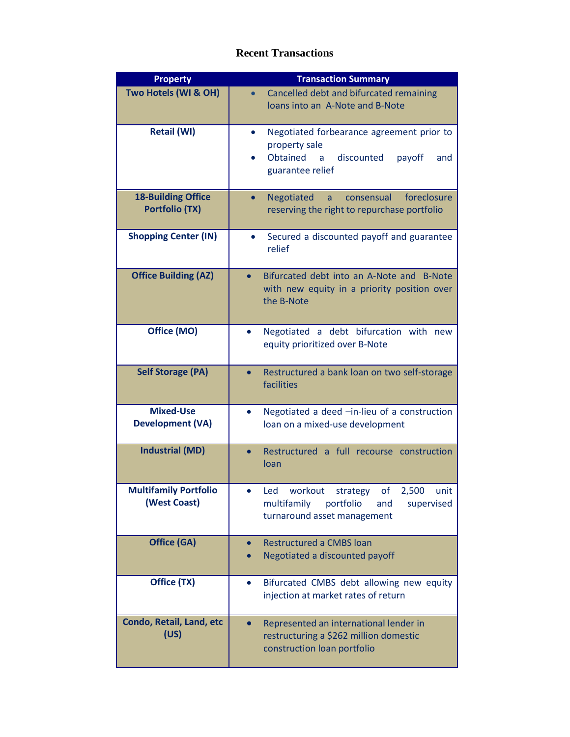# Recent Transactions

| Property | Transaction Summary |
|---|---|
| **Two Hotels (WI & OH)** | • Cancelled debt and bifurcated remaining loans into an A-Note and B-Note |
| **Retail (WI)** | • Negotiated forbearance agreement prior to property sale<br>• Obtained a discounted payoff and guarantee relief |
| **18-Building Office Portfolio (TX)** | • Negotiated a consensual foreclosure reserving the right to repurchase portfolio |
| **Shopping Center (IN)** | • Secured a discounted payoff and guarantee relief |
| **Office Building (AZ)** | • Bifurcated debt into an A-Note and B-Note with new equity in a priority position over the B-Note |
| **Office (MO)** | • Negotiated a debt bifurcation with new equity prioritized over B-Note |
| **Self Storage (PA)** | • Restructured a bank loan on two self-storage facilities |
| **Mixed-Use Development (VA)** | • Negotiated a deed –in-lieu of a construction loan on a mixed-use development |
| **Industrial (MD)** | • Restructured a full recourse construction loan |
| **Multifamily Portfolio (West Coast)** | • Led workout strategy of 2,500 unit multifamily portfolio and supervised turnaround asset management |
| **Office (GA)** | • Restructured a CMBS loan<br>• Negotiated a discounted payoff |
| **Office (TX)** | • Bifurcated CMBS debt allowing new equity injection at market rates of return |
| **Condo, Retail, Land, etc (US)** | • Represented an international lender in restructuring a $262 million domestic construction loan portfolio |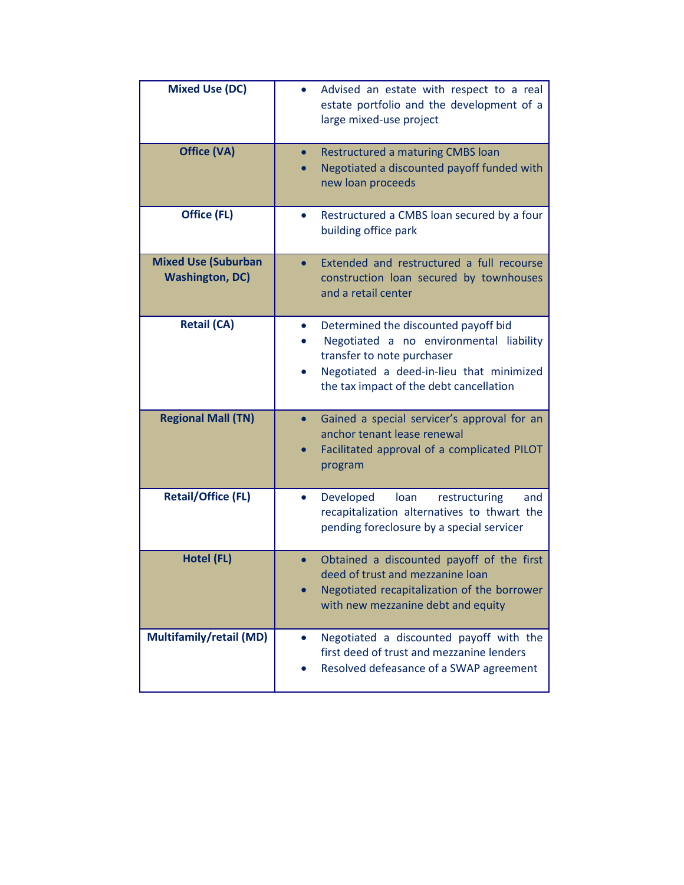| | |
|---|---|
| **Mixed Use (DC)** | • Advised an estate with respect to a real estate portfolio and the development of a large mixed-use project |
| **Office (VA)** | • Restructured a maturing CMBS loan<br>• Negotiated a discounted payoff funded with new loan proceeds |
| **Office (FL)** | • Restructured a CMBS loan secured by a four building office park |
| **Mixed Use (Suburban Washington, DC)** | • Extended and restructured a full recourse construction loan secured by townhouses and a retail center |
| **Retail (CA)** | • Determined the discounted payoff bid<br>• Negotiated a no environmental liability transfer to note purchaser<br>• Negotiated a deed-in-lieu that minimized the tax impact of the debt cancellation |
| **Regional Mall (TN)** | • Gained a special servicer's approval for an anchor tenant lease renewal<br>• Facilitated approval of a complicated PILOT program |
| **Retail/Office (FL)** | • Developed loan restructuring and recapitalization alternatives to thwart the pending foreclosure by a special servicer |
| **Hotel (FL)** | • Obtained a discounted payoff of the first deed of trust and mezzanine loan<br>• Negotiated recapitalization of the borrower with new mezzanine debt and equity |
| **Multifamily/retail (MD)** | • Negotiated a discounted payoff with the first deed of trust and mezzanine lenders<br>• Resolved defeasance of a SWAP agreement |